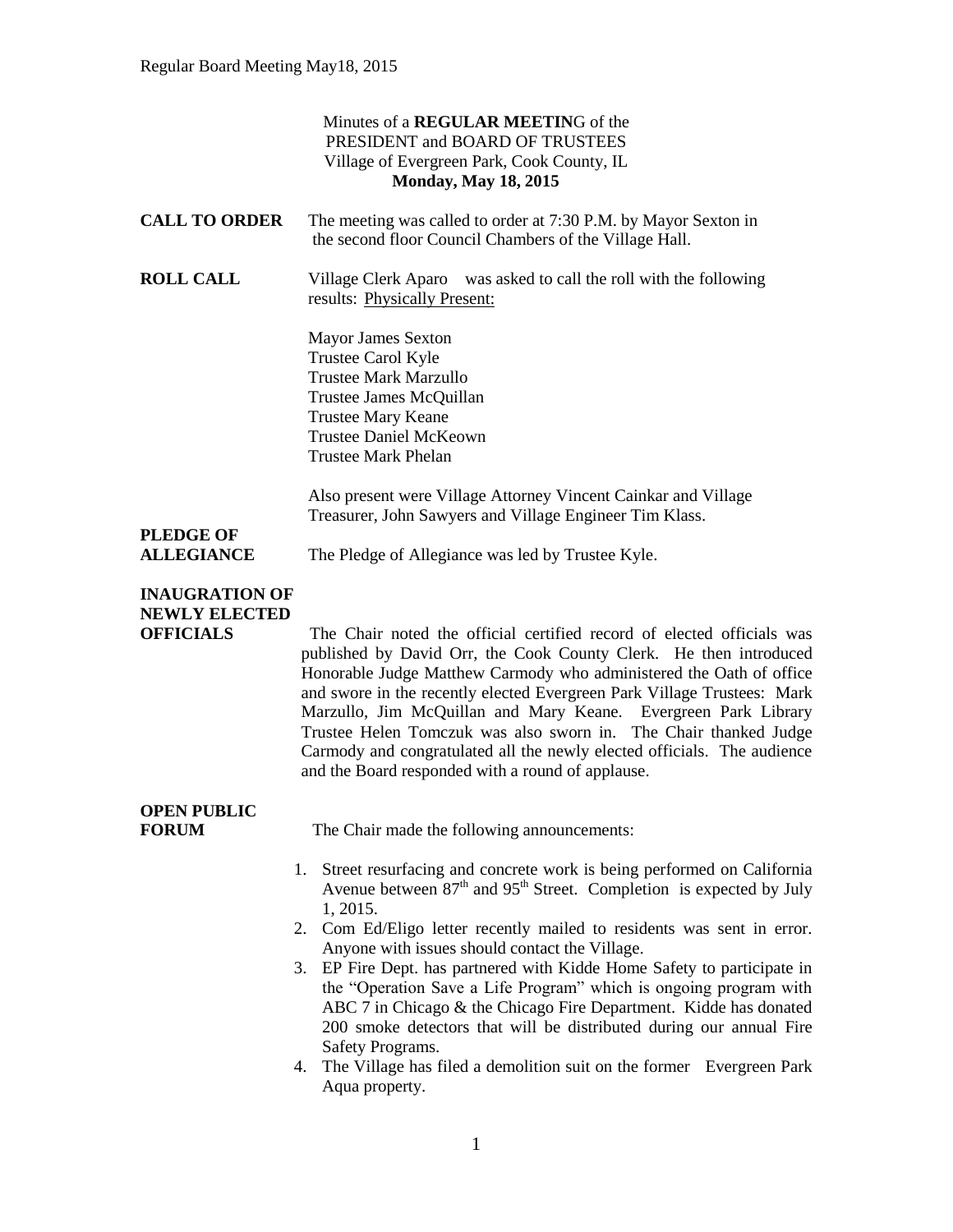Minutes of a **REGULAR MEETIN**G of the
PRESIDENT and BOARD OF TRUSTEES
Village of Evergreen Park, Cook County, IL
**Monday, May 18, 2015**

**CALL TO ORDER** The meeting was called to order at 7:30 P.M. by Mayor Sexton in the second floor Council Chambers of the Village Hall.

**ROLL CALL** Village Clerk Aparo was asked to call the roll with the following results: Physically Present:

Mayor James Sexton
Trustee Carol Kyle
Trustee Mark Marzullo
Trustee James McQuillan
Trustee Mary Keane
Trustee Daniel McKeown
Trustee Mark Phelan

Also present were Village Attorney Vincent Cainkar and Village Treasurer, John Sawyers and Village Engineer Tim Klass.

**PLEDGE OF ALLEGIANCE** The Pledge of Allegiance was led by Trustee Kyle.

**INAUGURATION OF NEWLY ELECTED OFFICIALS** The Chair noted the official certified record of elected officials was published by David Orr, the Cook County Clerk. He then introduced Honorable Judge Matthew Carmody who administered the Oath of office and swore in the recently elected Evergreen Park Village Trustees: Mark Marzullo, Jim McQuillan and Mary Keane. Evergreen Park Library Trustee Helen Tomczuk was also sworn in. The Chair thanked Judge Carmody and congratulated all the newly elected officials. The audience and the Board responded with a round of applause.

**OPEN PUBLIC FORUM** The Chair made the following announcements:

1. Street resurfacing and concrete work is being performed on California Avenue between 87th and 95th Street. Completion is expected by July 1, 2015.
2. Com Ed/Eligo letter recently mailed to residents was sent in error. Anyone with issues should contact the Village.
3. EP Fire Dept. has partnered with Kidde Home Safety to participate in the "Operation Save a Life Program" which is ongoing program with ABC 7 in Chicago & the Chicago Fire Department. Kidde has donated 200 smoke detectors that will be distributed during our annual Fire Safety Programs.
4. The Village has filed a demolition suit on the former Evergreen Park Aqua property.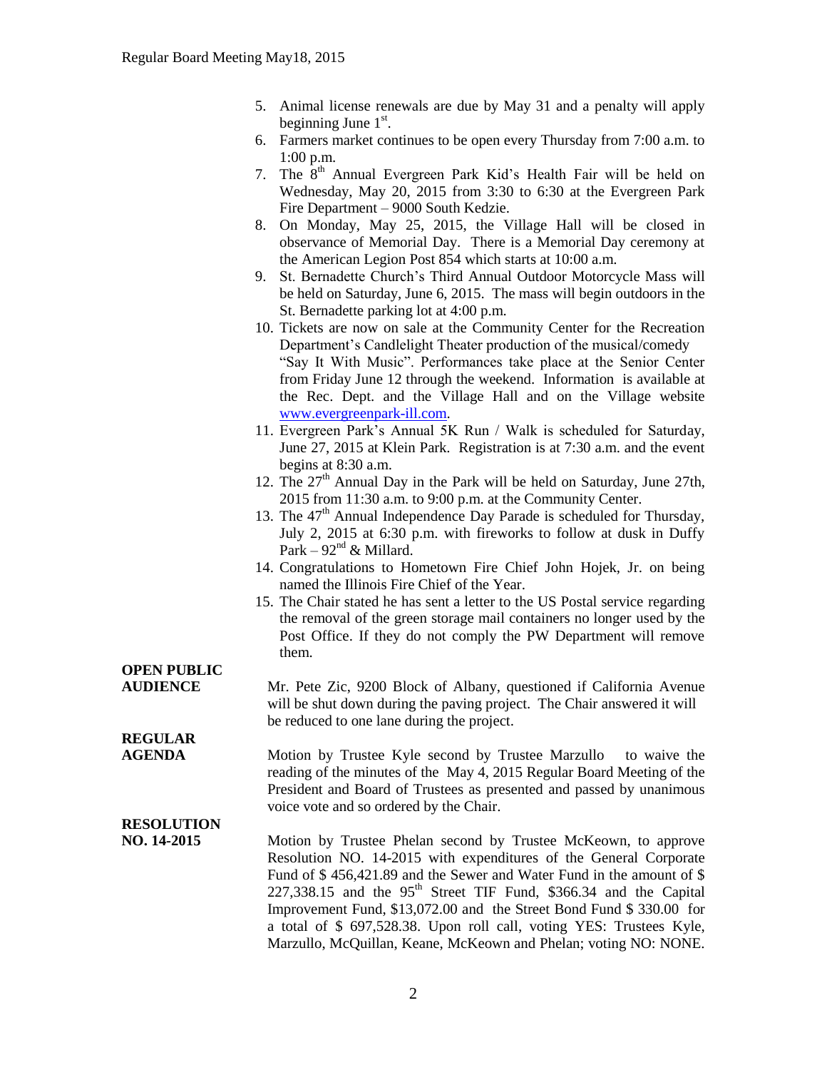5. Animal license renewals are due by May 31 and a penalty will apply beginning June 1st.
6. Farmers market continues to be open every Thursday from 7:00 a.m. to 1:00 p.m.
7. The 8th Annual Evergreen Park Kid's Health Fair will be held on Wednesday, May 20, 2015 from 3:30 to 6:30 at the Evergreen Park Fire Department – 9000 South Kedzie.
8. On Monday, May 25, 2015, the Village Hall will be closed in observance of Memorial Day. There is a Memorial Day ceremony at the American Legion Post 854 which starts at 10:00 a.m.
9. St. Bernadette Church's Third Annual Outdoor Motorcycle Mass will be held on Saturday, June 6, 2015. The mass will begin outdoors in the St. Bernadette parking lot at 4:00 p.m.
10. Tickets are now on sale at the Community Center for the Recreation Department's Candlelight Theater production of the musical/comedy "Say It With Music". Performances take place at the Senior Center from Friday June 12 through the weekend. Information is available at the Rec. Dept. and the Village Hall and on the Village website www.evergreenpark-ill.com.
11. Evergreen Park's Annual 5K Run / Walk is scheduled for Saturday, June 27, 2015 at Klein Park. Registration is at 7:30 a.m. and the event begins at 8:30 a.m.
12. The 27th Annual Day in the Park will be held on Saturday, June 27th, 2015 from 11:30 a.m. to 9:00 p.m. at the Community Center.
13. The 47th Annual Independence Day Parade is scheduled for Thursday, July 2, 2015 at 6:30 p.m. with fireworks to follow at dusk in Duffy Park – 92nd & Millard.
14. Congratulations to Hometown Fire Chief John Hojek, Jr. on being named the Illinois Fire Chief of the Year.
15. The Chair stated he has sent a letter to the US Postal service regarding the removal of the green storage mail containers no longer used by the Post Office. If they do not comply the PW Department will remove them.

**OPEN PUBLIC AUDIENCE**

Mr. Pete Zic, 9200 Block of Albany, questioned if California Avenue will be shut down during the paving project. The Chair answered it will be reduced to one lane during the project.

**REGULAR AGENDA**

Motion by Trustee Kyle second by Trustee Marzullo to waive the reading of the minutes of the May 4, 2015 Regular Board Meeting of the President and Board of Trustees as presented and passed by unanimous voice vote and so ordered by the Chair.

**RESOLUTION NO. 14-2015**

Motion by Trustee Phelan second by Trustee McKeown, to approve Resolution NO. 14-2015 with expenditures of the General Corporate Fund of $ 456,421.89 and the Sewer and Water Fund in the amount of $ 227,338.15 and the 95th Street TIF Fund, $366.34 and the Capital Improvement Fund, $13,072.00 and the Street Bond Fund $ 330.00 for a total of $ 697,528.38. Upon roll call, voting YES: Trustees Kyle, Marzullo, McQuillan, Keane, McKeown and Phelan; voting NO: NONE.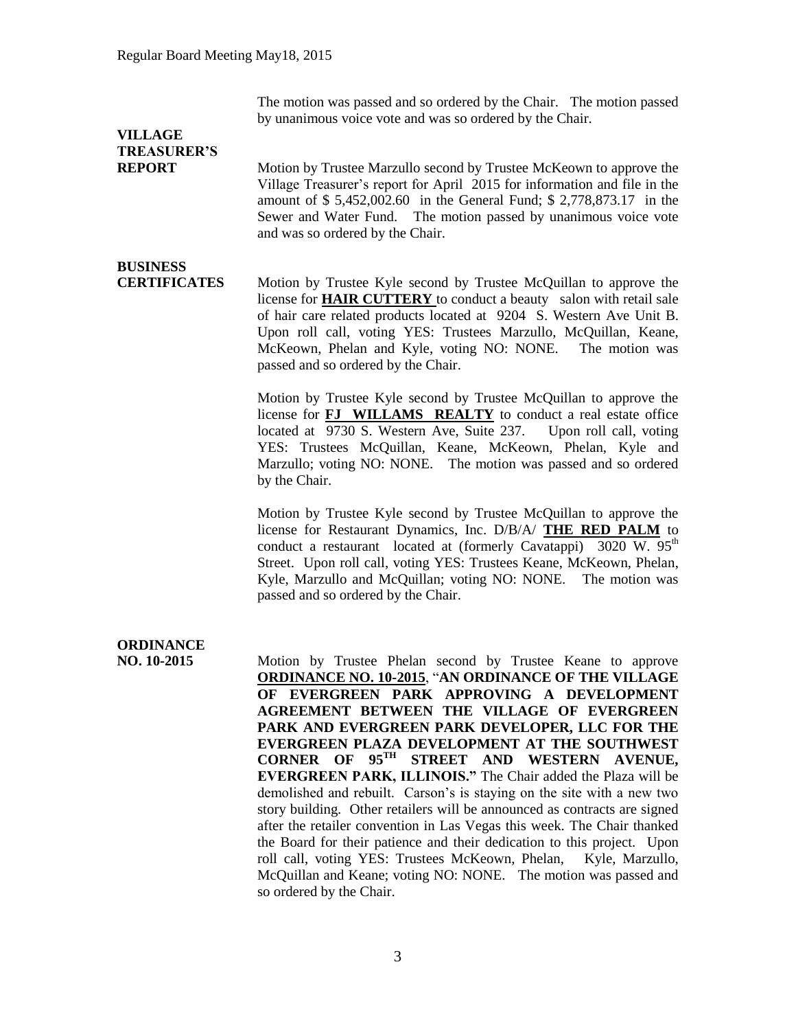The motion was passed and so ordered by the Chair. The motion passed by unanimous voice vote and was so ordered by the Chair.

**VILLAGE TREASURER'S REPORT**

Motion by Trustee Marzullo second by Trustee McKeown to approve the Village Treasurer's report for April 2015 for information and file in the amount of $ 5,452,002.60 in the General Fund; $ 2,778,873.17 in the Sewer and Water Fund. The motion passed by unanimous voice vote and was so ordered by the Chair.

**BUSINESS CERTIFICATES**

Motion by Trustee Kyle second by Trustee McQuillan to approve the license for **HAIR CUTTERY** to conduct a beauty salon with retail sale of hair care related products located at 9204 S. Western Ave Unit B. Upon roll call, voting YES: Trustees Marzullo, McQuillan, Keane, McKeown, Phelan and Kyle, voting NO: NONE. The motion was passed and so ordered by the Chair.

Motion by Trustee Kyle second by Trustee McQuillan to approve the license for **FJ WILLAMS REALTY** to conduct a real estate office located at 9730 S. Western Ave, Suite 237. Upon roll call, voting YES: Trustees McQuillan, Keane, McKeown, Phelan, Kyle and Marzullo; voting NO: NONE. The motion was passed and so ordered by the Chair.

Motion by Trustee Kyle second by Trustee McQuillan to approve the license for Restaurant Dynamics, Inc. D/B/A/ **THE RED PALM** to conduct a restaurant located at (formerly Cavatappi) 3020 W. 95th Street. Upon roll call, voting YES: Trustees Keane, McKeown, Phelan, Kyle, Marzullo and McQuillan; voting NO: NONE. The motion was passed and so ordered by the Chair.

**ORDINANCE NO. 10-2015**

Motion by Trustee Phelan second by Trustee Keane to approve **ORDINANCE NO. 10-2015**, "**AN ORDINANCE OF THE VILLAGE OF EVERGREEN PARK APPROVING A DEVELOPMENT AGREEMENT BETWEEN THE VILLAGE OF EVERGREEN PARK AND EVERGREEN PARK DEVELOPER, LLC FOR THE EVERGREEN PLAZA DEVELOPMENT AT THE SOUTHWEST CORNER OF 95TH STREET AND WESTERN AVENUE, EVERGREEN PARK, ILLINOIS.**" The Chair added the Plaza will be demolished and rebuilt. Carson's is staying on the site with a new two story building. Other retailers will be announced as contracts are signed after the retailer convention in Las Vegas this week. The Chair thanked the Board for their patience and their dedication to this project. Upon roll call, voting YES: Trustees McKeown, Phelan, Kyle, Marzullo, McQuillan and Keane; voting NO: NONE. The motion was passed and so ordered by the Chair.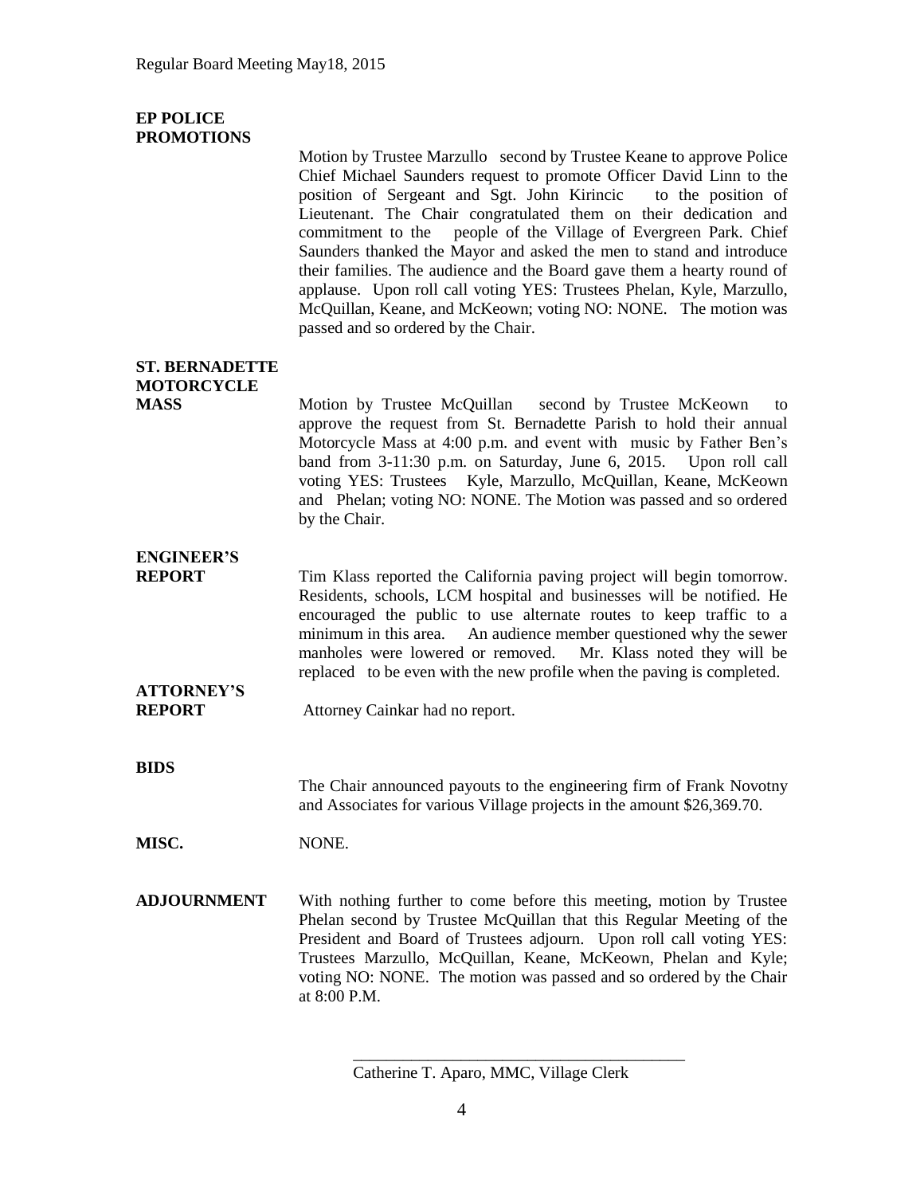**EP POLICE PROMOTIONS**

Motion by Trustee Marzullo second by Trustee Keane to approve Police Chief Michael Saunders request to promote Officer David Linn to the position of Sergeant and Sgt. John Kirincic to the position of Lieutenant. The Chair congratulated them on their dedication and commitment to the people of the Village of Evergreen Park. Chief Saunders thanked the Mayor and asked the men to stand and introduce their families. The audience and the Board gave them a hearty round of applause. Upon roll call voting YES: Trustees Phelan, Kyle, Marzullo, McQuillan, Keane, and McKeown; voting NO: NONE. The motion was passed and so ordered by the Chair.

**ST. BERNADETTE MOTORCYCLE MASS**

Motion by Trustee McQuillan second by Trustee McKeown to approve the request from St. Bernadette Parish to hold their annual Motorcycle Mass at 4:00 p.m. and event with music by Father Ben's band from 3-11:30 p.m. on Saturday, June 6, 2015. Upon roll call voting YES: Trustees Kyle, Marzullo, McQuillan, Keane, McKeown and Phelan; voting NO: NONE. The Motion was passed and so ordered by the Chair.

**ENGINEER'S REPORT**

Tim Klass reported the California paving project will begin tomorrow. Residents, schools, LCM hospital and businesses will be notified. He encouraged the public to use alternate routes to keep traffic to a minimum in this area. An audience member questioned why the sewer manholes were lowered or removed. Mr. Klass noted they will be replaced to be even with the new profile when the paving is completed.

**ATTORNEY'S REPORT**

Attorney Cainkar had no report.

**BIDS**

The Chair announced payouts to the engineering firm of Frank Novotny and Associates for various Village projects in the amount $26,369.70.

**MISC.**

NONE.

**ADJOURNMENT**

With nothing further to come before this meeting, motion by Trustee Phelan second by Trustee McQuillan that this Regular Meeting of the President and Board of Trustees adjourn. Upon roll call voting YES: Trustees Marzullo, McQuillan, Keane, McKeown, Phelan and Kyle; voting NO: NONE. The motion was passed and so ordered by the Chair at 8:00 P.M.

\_\_\_\_\_\_\_\_\_\_\_\_\_\_\_\_\_\_\_\_\_\_\_\_\_\_\_\_\_\_\_\_\_\_\_\_\_\_\_\_

Catherine T. Aparo, MMC, Village Clerk